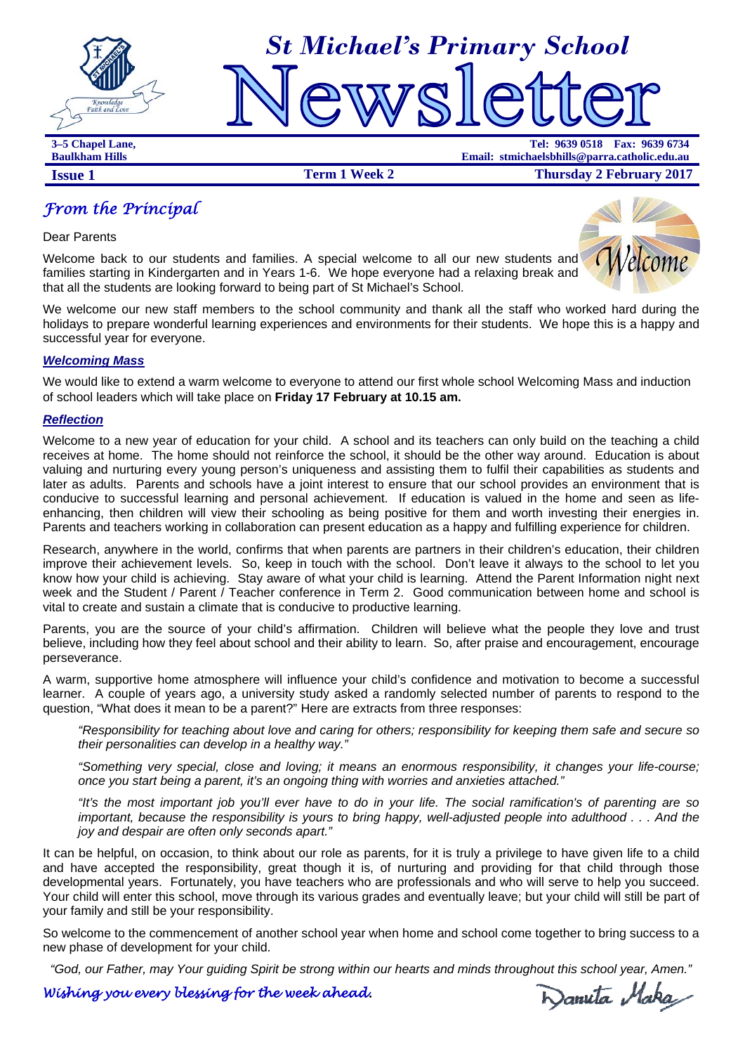# St Michael's Primary School Newsletter

3–5 Chapel Lane,
Baulkham Hills

Tel: 9639 0518 Fax: 9639 6734
Email: stmichaelsbhills@parra.catholic.edu.au

**Issue 1** | **Term 1 Week 2** | **Thursday 2 February 2017**

## *From the Principal*

Dear Parents

Welcome back to our students and families. A special welcome to all our new students and families starting in Kindergarten and in Years 1-6. We hope everyone had a relaxing break and that all the students are looking forward to being part of St Michael's School.

We welcome our new staff members to the school community and thank all the staff who worked hard during the holidays to prepare wonderful learning experiences and environments for their students. We hope this is a happy and successful year for everyone.

### ***Welcoming Mass***

We would like to extend a warm welcome to everyone to attend our first whole school Welcoming Mass and induction of school leaders which will take place on **Friday 17 February at 10.15 am.**

### ***Reflection***

Welcome to a new year of education for your child. A school and its teachers can only build on the teaching a child receives at home. The home should not reinforce the school, it should be the other way around. Education is about valuing and nurturing every young person's uniqueness and assisting them to fulfil their capabilities as students and later as adults. Parents and schools have a joint interest to ensure that our school provides an environment that is conducive to successful learning and personal achievement. If education is valued in the home and seen as life-enhancing, then children will view their schooling as being positive for them and worth investing their energies in. Parents and teachers working in collaboration can present education as a happy and fulfilling experience for children.

Research, anywhere in the world, confirms that when parents are partners in their children's education, their children improve their achievement levels. So, keep in touch with the school. Don't leave it always to the school to let you know how your child is achieving. Stay aware of what your child is learning. Attend the Parent Information night next week and the Student / Parent / Teacher conference in Term 2. Good communication between home and school is vital to create and sustain a climate that is conducive to productive learning.

Parents, you are the source of your child's affirmation. Children will believe what the people they love and trust believe, including how they feel about school and their ability to learn. So, after praise and encouragement, encourage perseverance.

A warm, supportive home atmosphere will influence your child's confidence and motivation to become a successful learner. A couple of years ago, a university study asked a randomly selected number of parents to respond to the question, "What does it mean to be a parent?" Here are extracts from three responses:

> *"Responsibility for teaching about love and caring for others; responsibility for keeping them safe and secure so their personalities can develop in a healthy way."*
>
> *"Something very special, close and loving; it means an enormous responsibility, it changes your life-course; once you start being a parent, it's an ongoing thing with worries and anxieties attached."*
>
> *"It's the most important job you'll ever have to do in your life. The social ramification's of parenting are so important, because the responsibility is yours to bring happy, well-adjusted people into adulthood . . . And the joy and despair are often only seconds apart."*

It can be helpful, on occasion, to think about our role as parents, for it is truly a privilege to have given life to a child and have accepted the responsibility, great though it is, of nurturing and providing for that child through those developmental years. Fortunately, you have teachers who are professionals and who will serve to help you succeed. Your child will enter this school, move through its various grades and eventually leave; but your child will still be part of your family and still be your responsibility.

So welcome to the commencement of another school year when home and school come together to bring success to a new phase of development for your child.

*"God, our Father, may Your guiding Spirit be strong within our hearts and minds throughout this school year, Amen."*

*Wishing you every blessing for the week ahead.*

Danuta Maka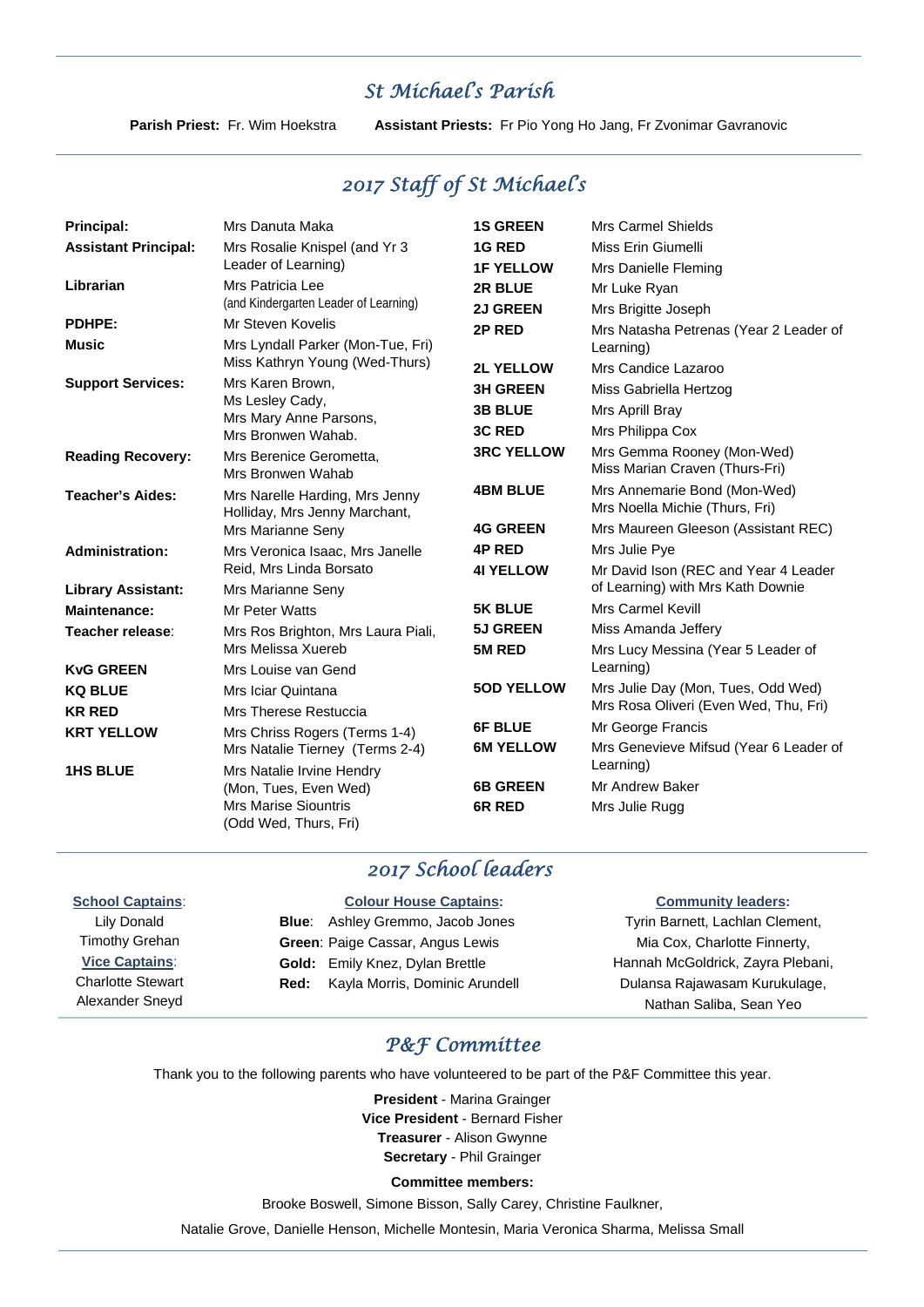## St Michael's Parish

**Parish Priest:** Fr. Wim Hoekstra **Assistant Priests:** Fr Pio Yong Ho Jang, Fr Zvonimar Gavranovic

## 2017 Staff of St Michael's

| | |
|---|---|
| **Principal:** | Mrs Danuta Maka |
| **Assistant Principal:** | Mrs Rosalie Knispel (and Yr 3 Leader of Learning) |
| **Librarian** | Mrs Patricia Lee (and Kindergarten Leader of Learning) |
| **PDHPE:** | Mr Steven Kovelis |
| **Music** | Mrs Lyndall Parker (Mon-Tue, Fri) Miss Kathryn Young (Wed-Thurs) |
| **Support Services:** | Mrs Karen Brown, Ms Lesley Cady, Mrs Mary Anne Parsons, Mrs Bronwen Wahab. |
| **Reading Recovery:** | Mrs Berenice Gerometta, Mrs Bronwen Wahab |
| **Teacher's Aides:** | Mrs Narelle Harding, Mrs Jenny Holliday, Mrs Jenny Marchant, Mrs Marianne Seny |
| **Administration:** | Mrs Veronica Isaac, Mrs Janelle Reid, Mrs Linda Borsato |
| **Library Assistant:** | Mrs Marianne Seny |
| **Maintenance:** | Mr Peter Watts |
| **Teacher release**: | Mrs Ros Brighton, Mrs Laura Piali, Mrs Melissa Xuereb |
| **KvG GREEN** | Mrs Louise van Gend |
| **KQ BLUE** | Mrs Iciar Quintana |
| **KR RED** | Mrs Therese Restuccia |
| **KRT YELLOW** | Mrs Chriss Rogers (Terms 1-4) Mrs Natalie Tierney (Terms 2-4) |
| **1HS BLUE** | Mrs Natalie Irvine Hendry (Mon, Tues, Even Wed) Mrs Marise Siountris (Odd Wed, Thurs, Fri) |
| **1S GREEN** | Mrs Carmel Shields |
| **1G RED** | Miss Erin Giumelli |
| **1F YELLOW** | Mrs Danielle Fleming |
| **2R BLUE** | Mr Luke Ryan |
| **2J GREEN** | Mrs Brigitte Joseph |
| **2P RED** | Mrs Natasha Petrenas (Year 2 Leader of Learning) |
| **2L YELLOW** | Mrs Candice Lazaroo |
| **3H GREEN** | Miss Gabriella Hertzog |
| **3B BLUE** | Mrs Aprill Bray |
| **3C RED** | Mrs Philippa Cox |
| **3RC YELLOW** | Mrs Gemma Rooney (Mon-Wed) Miss Marian Craven (Thurs-Fri) |
| **4BM BLUE** | Mrs Annemarie Bond (Mon-Wed) Mrs Noella Michie (Thurs, Fri) |
| **4G GREEN** | Mrs Maureen Gleeson (Assistant REC) |
| **4P RED** | Mrs Julie Pye |
| **4I YELLOW** | Mr David Ison (REC and Year 4 Leader of Learning) with Mrs Kath Downie |
| **5K BLUE** | Mrs Carmel Kevill |
| **5J GREEN** | Miss Amanda Jeffery |
| **5M RED** | Mrs Lucy Messina (Year 5 Leader of Learning) |
| **5OD YELLOW** | Mrs Julie Day (Mon, Tues, Odd Wed) Mrs Rosa Oliveri (Even Wed, Thu, Fri) |
| **6F BLUE** | Mr George Francis |
| **6M YELLOW** | Mrs Genevieve Mifsud (Year 6 Leader of Learning) |
| **6B GREEN** | Mr Andrew Baker |
| **6R RED** | Mrs Julie Rugg |

## 2017 School leaders

**School Captains**:
Lily Donald
Timothy Grehan

**Vice Captains**:
Charlotte Stewart
Alexander Sneyd

**Colour House Captains:**
**Blue**: Ashley Gremmo, Jacob Jones
**Green**: Paige Cassar, Angus Lewis
**Gold:** Emily Knez, Dylan Brettle
**Red:** Kayla Morris, Dominic Arundell

**Community leaders:**
Tyrin Barnett, Lachlan Clement, Mia Cox, Charlotte Finnerty, Hannah McGoldrick, Zayra Plebani, Dulansa Rajawasam Kurukulage, Nathan Saliba, Sean Yeo

## P&F Committee

Thank you to the following parents who have volunteered to be part of the P&F Committee this year.

**President** - Marina Grainger
**Vice President** - Bernard Fisher
**Treasurer** - Alison Gwynne
**Secretary** - Phil Grainger

**Committee members:**

Brooke Boswell, Simone Bisson, Sally Carey, Christine Faulkner,
Natalie Grove, Danielle Henson, Michelle Montesin, Maria Veronica Sharma, Melissa Small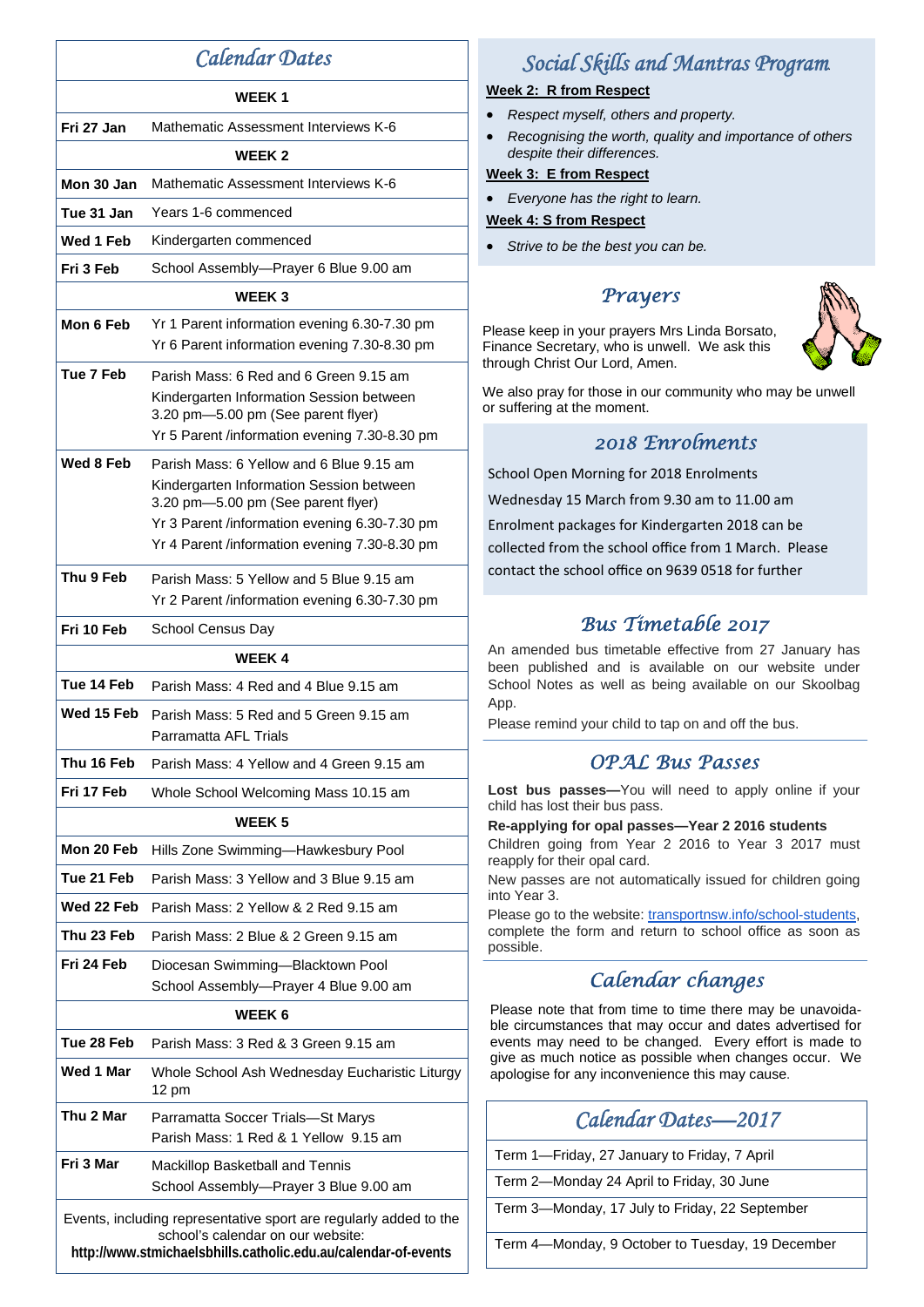## Calendar Dates

| | |
|---|---|
| **WEEK 1** | |
| **Fri 27 Jan** | Mathematic Assessment Interviews K-6 |
| **WEEK 2** | |
| **Mon 30 Jan** | Mathematic Assessment Interviews K-6 |
| **Tue 31 Jan** | Years 1-6 commenced |
| **Wed 1 Feb** | Kindergarten commenced |
| **Fri 3 Feb** | School Assembly—Prayer 6 Blue 9.00 am |
| **WEEK 3** | |
| **Mon 6 Feb** | Yr 1 Parent information evening 6.30-7.30 pm<br>Yr 6 Parent information evening 7.30-8.30 pm |
| **Tue 7 Feb** | Parish Mass: 6 Red and 6 Green 9.15 am<br>Kindergarten Information Session between 3.20 pm—5.00 pm (See parent flyer)<br>Yr 5 Parent /information evening 7.30-8.30 pm |
| **Wed 8 Feb** | Parish Mass: 6 Yellow and 6 Blue 9.15 am<br>Kindergarten Information Session between 3.20 pm—5.00 pm (See parent flyer)<br>Yr 3 Parent /information evening 6.30-7.30 pm<br>Yr 4 Parent /information evening 7.30-8.30 pm |
| **Thu 9 Feb** | Parish Mass: 5 Yellow and 5 Blue 9.15 am<br>Yr 2 Parent /information evening 6.30-7.30 pm |
| **Fri 10 Feb** | School Census Day |
| **WEEK 4** | |
| **Tue 14 Feb** | Parish Mass: 4 Red and 4 Blue 9.15 am |
| **Wed 15 Feb** | Parish Mass: 5 Red and 5 Green 9.15 am<br>Parramatta AFL Trials |
| **Thu 16 Feb** | Parish Mass: 4 Yellow and 4 Green 9.15 am |
| **Fri 17 Feb** | Whole School Welcoming Mass 10.15 am |
| **WEEK 5** | |
| **Mon 20 Feb** | Hills Zone Swimming—Hawkesbury Pool |
| **Tue 21 Feb** | Parish Mass: 3 Yellow and 3 Blue 9.15 am |
| **Wed 22 Feb** | Parish Mass: 2 Yellow & 2 Red 9.15 am |
| **Thu 23 Feb** | Parish Mass: 2 Blue & 2 Green 9.15 am |
| **Fri 24 Feb** | Diocesan Swimming—Blacktown Pool<br>School Assembly—Prayer 4 Blue 9.00 am |
| **WEEK 6** | |
| **Tue 28 Feb** | Parish Mass: 3 Red & 3 Green 9.15 am |
| **Wed 1 Mar** | Whole School Ash Wednesday Eucharistic Liturgy 12 pm |
| **Thu 2 Mar** | Parramatta Soccer Trials—St Marys<br>Parish Mass: 1 Red & 1 Yellow 9.15 am |
| **Fri 3 Mar** | Mackillop Basketball and Tennis<br>School Assembly—Prayer 3 Blue 9.00 am |

Events, including representative sport are regularly added to the school's calendar on our website:
**http://www.stmichaelsbhills.catholic.edu.au/calendar-of-events**

## Social Skills and Mantras Program

**Week 2: R from Respect**

- *Respect myself, others and property.*
- *Recognising the worth, quality and importance of others despite their differences.*

**Week 3: E from Respect**

- *Everyone has the right to learn.*

**Week 4: S from Respect**

- *Strive to be the best you can be.*

## Prayers

Please keep in your prayers Mrs Linda Borsato, Finance Secretary, who is unwell. We ask this through Christ Our Lord, Amen.

We also pray for those in our community who may be unwell or suffering at the moment.

## 2018 Enrolments

School Open Morning for 2018 Enrolments

Wednesday 15 March from 9.30 am to 11.00 am

Enrolment packages for Kindergarten 2018 can be collected from the school office from 1 March. Please contact the school office on 9639 0518 for further

## Bus Timetable 2017

An amended bus timetable effective from 27 January has been published and is available on our website under School Notes as well as being available on our Skoolbag App.

Please remind your child to tap on and off the bus.

## OPAL Bus Passes

**Lost bus passes**—You will need to apply online if your child has lost their bus pass.

**Re-applying for opal passes—Year 2 2016 students**

Children going from Year 2 2016 to Year 3 2017 must reapply for their opal card.

New passes are not automatically issued for children going into Year 3.

Please go to the website: transportnsw.info/school-students, complete the form and return to school office as soon as possible.

## Calendar changes

Please note that from time to time there may be unavoidable circumstances that may occur and dates advertised for events may need to be changed. Every effort is made to give as much notice as possible when changes occur. We apologise for any inconvenience this may cause.

## Calendar Dates—2017

| |
|---|
| Term 1—Friday, 27 January to Friday, 7 April |
| Term 2—Monday 24 April to Friday, 30 June |
| Term 3—Monday, 17 July to Friday, 22 September |
| Term 4—Monday, 9 October to Tuesday, 19 December |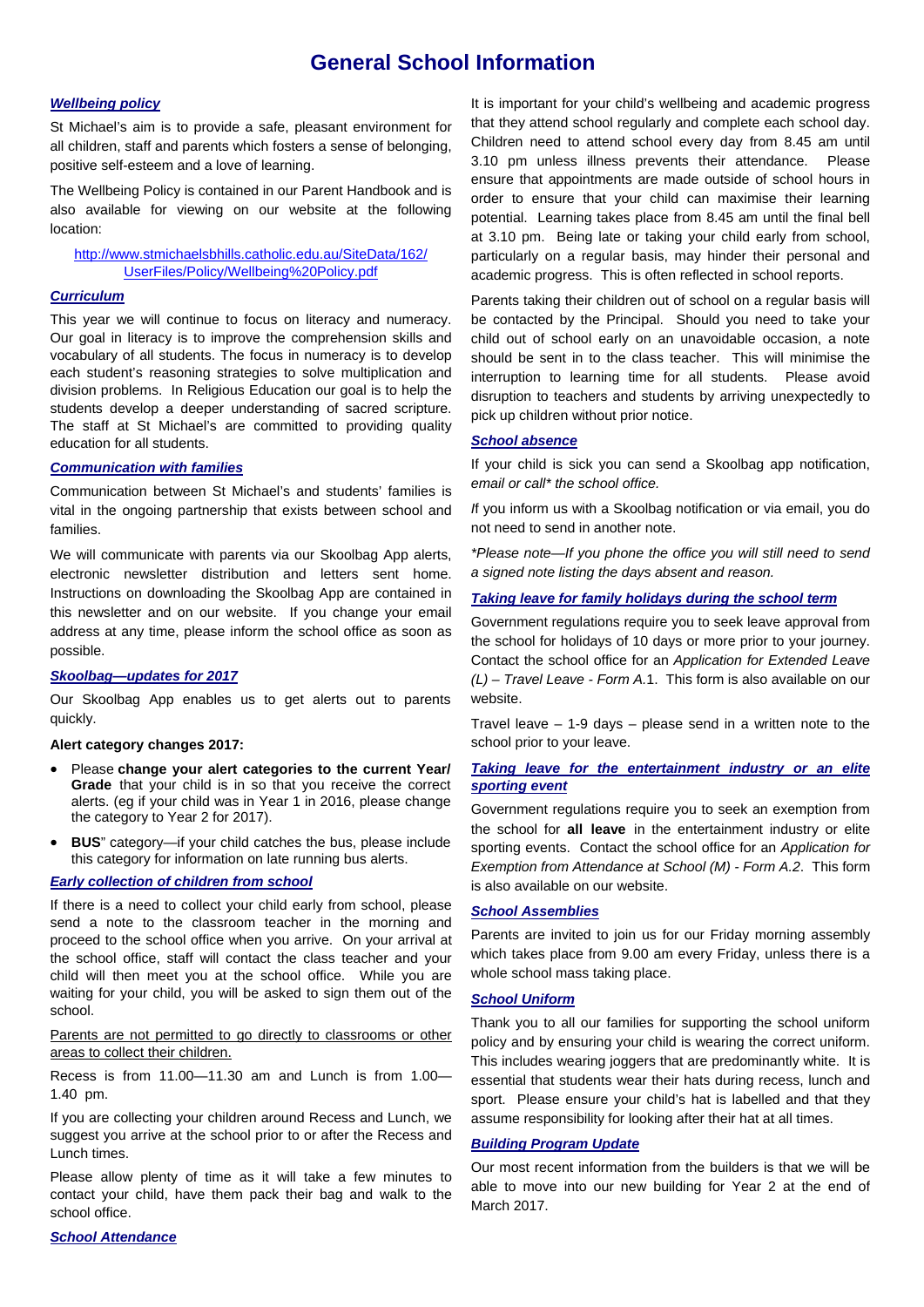# General School Information

### *Wellbeing policy*

St Michael's aim is to provide a safe, pleasant environment for all children, staff and parents which fosters a sense of belonging, positive self-esteem and a love of learning.

The Wellbeing Policy is contained in our Parent Handbook and is also available for viewing on our website at the following location:

http://www.stmichaelsbhills.catholic.edu.au/SiteData/162/UserFiles/Policy/Wellbeing%20Policy.pdf

### *Curriculum*

This year we will continue to focus on literacy and numeracy. Our goal in literacy is to improve the comprehension skills and vocabulary of all students. The focus in numeracy is to develop each student's reasoning strategies to solve multiplication and division problems. In Religious Education our goal is to help the students develop a deeper understanding of sacred scripture. The staff at St Michael's are committed to providing quality education for all students.

### *Communication with families*

Communication between St Michael's and students' families is vital in the ongoing partnership that exists between school and families.

We will communicate with parents via our Skoolbag App alerts, electronic newsletter distribution and letters sent home. Instructions on downloading the Skoolbag App are contained in this newsletter and on our website. If you change your email address at any time, please inform the school office as soon as possible.

### *Skoolbag—updates for 2017*

Our Skoolbag App enables us to get alerts out to parents quickly.

**Alert category changes 2017:**

- Please **change your alert categories to the current Year/ Grade** that your child is in so that you receive the correct alerts. (eg if your child was in Year 1 in 2016, please change the category to Year 2 for 2017).
- **BUS**" category—if your child catches the bus, please include this category for information on late running bus alerts.

### *Early collection of children from school*

If there is a need to collect your child early from school, please send a note to the classroom teacher in the morning and proceed to the school office when you arrive. On your arrival at the school office, staff will contact the class teacher and your child will then meet you at the school office. While you are waiting for your child, you will be asked to sign them out of the school.

Parents are not permitted to go directly to classrooms or other areas to collect their children.

Recess is from 11.00—11.30 am and Lunch is from 1.00—1.40 pm.

If you are collecting your children around Recess and Lunch, we suggest you arrive at the school prior to or after the Recess and Lunch times.

Please allow plenty of time as it will take a few minutes to contact your child, have them pack their bag and walk to the school office.

### *School Attendance*

It is important for your child's wellbeing and academic progress that they attend school regularly and complete each school day. Children need to attend school every day from 8.45 am until 3.10 pm unless illness prevents their attendance. Please ensure that appointments are made outside of school hours in order to ensure that your child can maximise their learning potential. Learning takes place from 8.45 am until the final bell at 3.10 pm. Being late or taking your child early from school, particularly on a regular basis, may hinder their personal and academic progress. This is often reflected in school reports.

Parents taking their children out of school on a regular basis will be contacted by the Principal. Should you need to take your child out of school early on an unavoidable occasion, a note should be sent in to the class teacher. This will minimise the interruption to learning time for all students. Please avoid disruption to teachers and students by arriving unexpectedly to pick up children without prior notice.

### *School absence*

If your child is sick you can send a Skoolbag app notification, *email or call\* the school office.*

*I*f you inform us with a Skoolbag notification or via email, you do not need to send in another note.

*\*Please note—If you phone the office you will still need to send a signed note listing the days absent and reason.*

### *Taking leave for family holidays during the school term*

Government regulations require you to seek leave approval from the school for holidays of 10 days or more prior to your journey. Contact the school office for an *Application for Extended Leave (L) – Travel Leave - Form A.*1. This form is also available on our website.

Travel leave – 1-9 days – please send in a written note to the school prior to your leave.

### *Taking leave for the entertainment industry or an elite sporting event*

Government regulations require you to seek an exemption from the school for **all leave** in the entertainment industry or elite sporting events. Contact the school office for an *Application for Exemption from Attendance at School (M) - Form A.2*. This form is also available on our website.

### *School Assemblies*

Parents are invited to join us for our Friday morning assembly which takes place from 9.00 am every Friday, unless there is a whole school mass taking place.

### *School Uniform*

Thank you to all our families for supporting the school uniform policy and by ensuring your child is wearing the correct uniform. This includes wearing joggers that are predominantly white. It is essential that students wear their hats during recess, lunch and sport. Please ensure your child's hat is labelled and that they assume responsibility for looking after their hat at all times.

### *Building Program Update*

Our most recent information from the builders is that we will be able to move into our new building for Year 2 at the end of March 2017.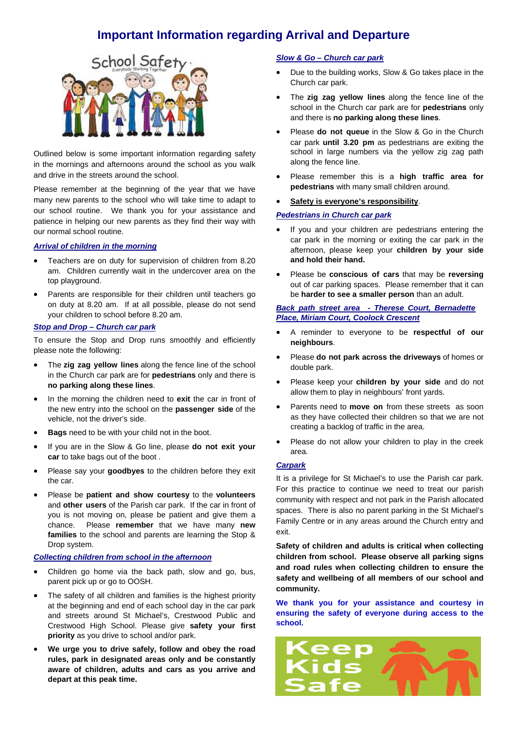# Important Information regarding Arrival and Departure

Outlined below is some important information regarding safety in the mornings and afternoons around the school as you walk and drive in the streets around the school.

Please remember at the beginning of the year that we have many new parents to the school who will take time to adapt to our school routine. We thank you for your assistance and patience in helping our new parents as they find their way with our normal school routine.

### *Arrival of children in the morning*

- Teachers are on duty for supervision of children from 8.20 am. Children currently wait in the undercover area on the top playground.
- Parents are responsible for their children until teachers go on duty at 8.20 am. If at all possible, please do not send your children to school before 8.20 am.

### *Stop and Drop – Church car park*

To ensure the Stop and Drop runs smoothly and efficiently please note the following:

- The **zig zag yellow lines** along the fence line of the school in the Church car park are for **pedestrians** only and there is **no parking along these lines**.
- In the morning the children need to **exit** the car in front of the new entry into the school on the **passenger side** of the vehicle, not the driver's side.
- **Bags** need to be with your child not in the boot.
- If you are in the Slow & Go line, please **do not exit your car** to take bags out of the boot .
- Please say your **goodbyes** to the children before they exit the car.
- Please be **patient and show courtesy** to the **volunteers** and **other users** of the Parish car park. If the car in front of you is not moving on, please be patient and give them a chance. Please **remember** that we have many **new families** to the school and parents are learning the Stop & Drop system.

### *Collecting children from school in the afternoon*

- Children go home via the back path, slow and go, bus, parent pick up or go to OOSH.
- The safety of all children and families is the highest priority at the beginning and end of each school day in the car park and streets around St Michael's, Crestwood Public and Crestwood High School. Please give **safety your first priority** as you drive to school and/or park.
- **We urge you to drive safely, follow and obey the road rules, park in designated areas only and be constantly aware of children, adults and cars as you arrive and depart at this peak time.**

### *Slow & Go – Church car park*

- Due to the building works, Slow & Go takes place in the Church car park.
- The **zig zag yellow lines** along the fence line of the school in the Church car park are for **pedestrians** only and there is **no parking along these lines**.
- Please **do not queue** in the Slow & Go in the Church car park **until 3.20 pm** as pedestrians are exiting the school in large numbers via the yellow zig zag path along the fence line.
- Please remember this is a **high traffic area for pedestrians** with many small children around.
- **Safety is everyone's responsibility**.

### *Pedestrians in Church car park*

- If you and your children are pedestrians entering the car park in the morning or exiting the car park in the afternoon, please keep your **children by your side and hold their hand.**
- Please be **conscious of cars** that may be **reversing** out of car parking spaces. Please remember that it can be **harder to see a smaller person** than an adult.

### *Back path street area - Therese Court, Bernadette Place, Miriam Court, Coolock Crescent*

- A reminder to everyone to be **respectful of our neighbours**.
- Please **do not park across the driveways** of homes or double park.
- Please keep your **children by your side** and do not allow them to play in neighbours' front yards.
- Parents need to **move on** from these streets as soon as they have collected their children so that we are not creating a backlog of traffic in the area.
- Please do not allow your children to play in the creek area.

### *Carpark*

It is a privilege for St Michael's to use the Parish car park. For this practice to continue we need to treat our parish community with respect and not park in the Parish allocated spaces. There is also no parent parking in the St Michael's Family Centre or in any areas around the Church entry and exit.

**Safety of children and adults is critical when collecting children from school. Please observe all parking signs and road rules when collecting children to ensure the safety and wellbeing of all members of our school and community.**

**We thank you for your assistance and courtesy in ensuring the safety of everyone during access to the school.**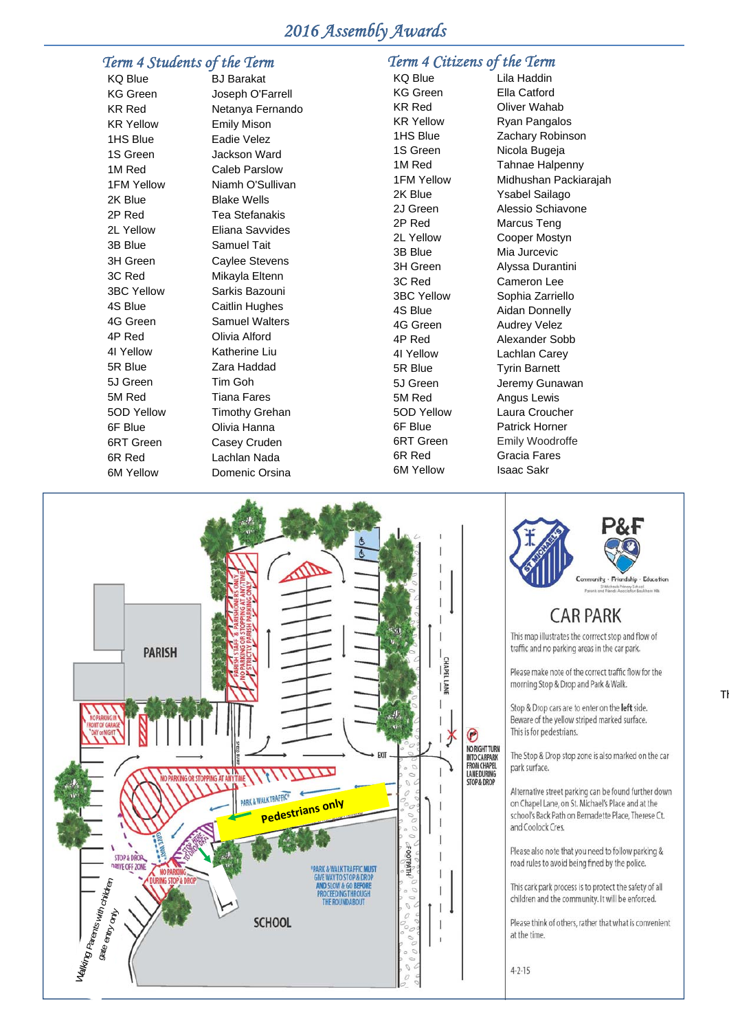# 2016 Assembly Awards

## Term 4 Students of the Term

| | |
|---|---|
| KQ Blue | BJ Barakat |
| KG Green | Joseph O'Farrell |
| KR Red | Netanya Fernando |
| KR Yellow | Emily Mison |
| 1HS Blue | Eadie Velez |
| 1S Green | Jackson Ward |
| 1M Red | Caleb Parslow |
| 1FM Yellow | Niamh O'Sullivan |
| 2K Blue | Blake Wells |
| 2P Red | Tea Stefanakis |
| 2L Yellow | Eliana Savvides |
| 3B Blue | Samuel Tait |
| 3H Green | Caylee Stevens |
| 3C Red | Mikayla Eltenn |
| 3BC Yellow | Sarkis Bazouni |
| 4S Blue | Caitlin Hughes |
| 4G Green | Samuel Walters |
| 4P Red | Olivia Alford |
| 4I Yellow | Katherine Liu |
| 5R Blue | Zara Haddad |
| 5J Green | Tim Goh |
| 5M Red | Tiana Fares |
| 5OD Yellow | Timothy Grehan |
| 6F Blue | Olivia Hanna |
| 6RT Green | Casey Cruden |
| 6R Red | Lachlan Nada |
| 6M Yellow | Domenic Orsina |

## Term 4 Citizens of the Term

| | |
|---|---|
| KQ Blue | Lila Haddin |
| KG Green | Ella Catford |
| KR Red | Oliver Wahab |
| KR Yellow | Ryan Pangalos |
| 1HS Blue | Zachary Robinson |
| 1S Green | Nicola Bugeja |
| 1M Red | Tahnae Halpenny |
| 1FM Yellow | Midhushan Packiarajah |
| 2K Blue | Ysabel Sailago |
| 2J Green | Alessio Schiavone |
| 2P Red | Marcus Teng |
| 2L Yellow | Cooper Mostyn |
| 3B Blue | Mia Jurcevic |
| 3H Green | Alyssa Durantini |
| 3C Red | Cameron Lee |
| 3BC Yellow | Sophia Zarriello |
| 4S Blue | Aidan Donnelly |
| 4G Green | Audrey Velez |
| 4P Red | Alexander Sobb |
| 4I Yellow | Lachlan Carey |
| 5R Blue | Tyrin Barnett |
| 5J Green | Jeremy Gunawan |
| 5M Red | Angus Lewis |
| 5OD Yellow | Laura Croucher |
| 6F Blue | Patrick Horner |
| 6RT Green | Emily Woodroffe |
| 6R Red | Gracia Fares |
| 6M Yellow | Isaac Sakr |

PARISH

NO PARKING IN FRONT OF GARAGE DAY or NIGHT

PARISH STAFF & PARISHIONERS ONLY NO PARKING OR STOPPING AT ANYTIME STRICTLY PARISH PARKING ONLY

NO PARKING OR STOPPING AT ANYTIME

PARK & WALK TRAFFIC

Pedestrians only

EXIT

CHAPEL LANE

NO RIGHT TURN INTO CARPARK FROM CHAPEL LANE DURING STOP & DROP

STOP & DROP DRIVE OFF ZONE

NO PARKING DURING STOP & DROP

GIVE WAY

STOP HERE TO DROP OFF

*PARK & WALK TRAFFIC MUST GIVE WAY TO STOP & DROP AND SLOW & GO BEFORE PROCEEDING THROUGH THE ROUNDABOUT

FOOTPATH

SCHOOL

Walking Parents with children gate entry only

P&F

Community · Friendship · Education

# CAR PARK

This map illustrates the correct stop and flow of traffic and no parking areas in the car park.

Please make note of the correct traffic flow for the morning Stop & Drop and Park & Walk.

Stop & Drop cars are to enter on the **left** side. Beware of the yellow striped marked surface. This is for pedestrians.

The Stop & Drop stop zone is also marked on the car park surface.

Alternative street parking can be found further down on Chapel Lane, on St. Michael's Place and at the school's Back Path on Bernadette Place, Therese Ct. and Coolock Cres.

Please also note that you need to follow parking & road rules to avoid being fined by the police.

This car park process is to protect the safety of all children and the community. It will be enforced.

Please think of others, rather that what is convenient at the time.

4-2-15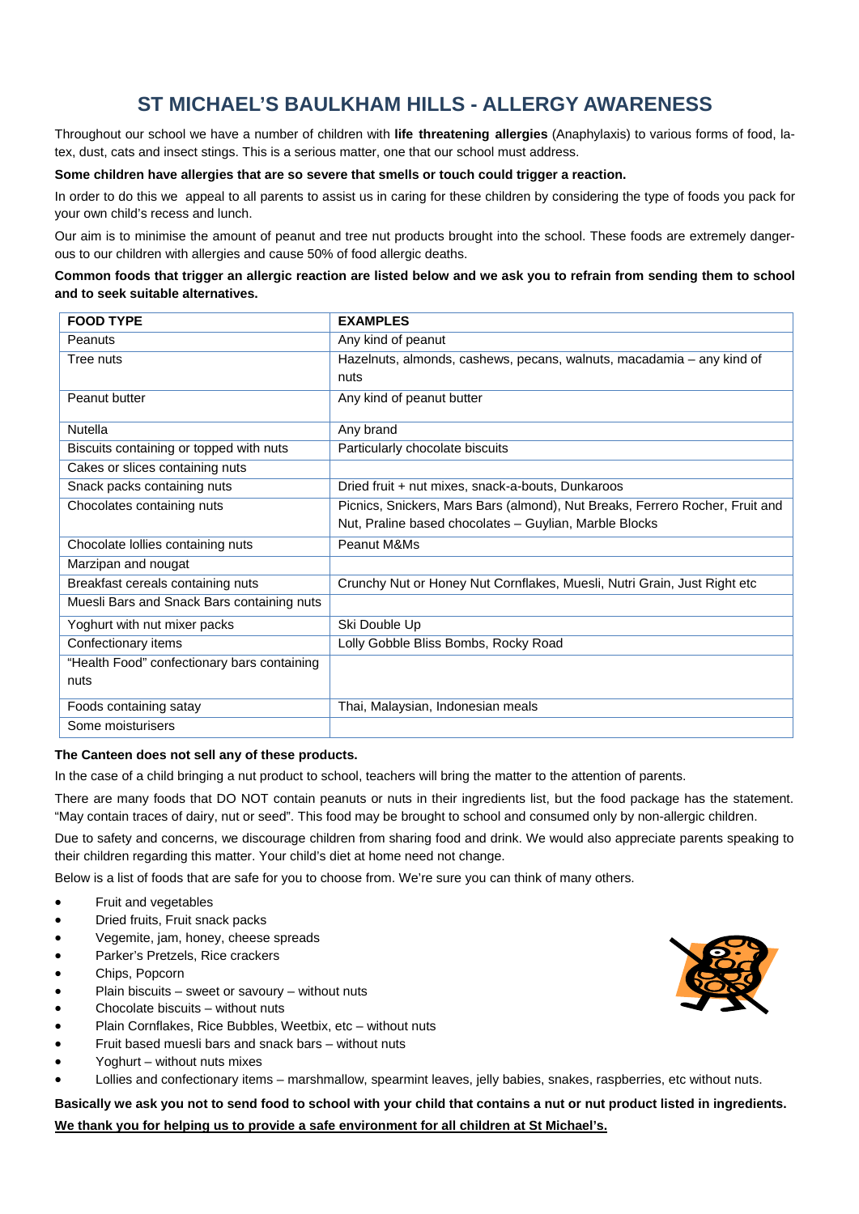# ST MICHAEL'S BAULKHAM HILLS - ALLERGY AWARENESS

Throughout our school we have a number of children with **life threatening allergies** (Anaphylaxis) to various forms of food, latex, dust, cats and insect stings. This is a serious matter, one that our school must address.

**Some children have allergies that are so severe that smells or touch could trigger a reaction.**

In order to do this we appeal to all parents to assist us in caring for these children by considering the type of foods you pack for your own child's recess and lunch.

Our aim is to minimise the amount of peanut and tree nut products brought into the school. These foods are extremely dangerous to our children with allergies and cause 50% of food allergic deaths.

**Common foods that trigger an allergic reaction are listed below and we ask you to refrain from sending them to school and to seek suitable alternatives.**

| FOOD TYPE | EXAMPLES |
|---|---|
| Peanuts | Any kind of peanut |
| Tree nuts | Hazelnuts, almonds, cashews, pecans, walnuts, macadamia – any kind of nuts |
| Peanut butter | Any kind of peanut butter |
| Nutella | Any brand |
| Biscuits containing or topped with nuts | Particularly chocolate biscuits |
| Cakes or slices containing nuts | |
| Snack packs containing nuts | Dried fruit + nut mixes, snack-a-bouts, Dunkaroos |
| Chocolates containing nuts | Picnics, Snickers, Mars Bars (almond), Nut Breaks, Ferrero Rocher, Fruit and Nut, Praline based chocolates – Guylian, Marble Blocks |
| Chocolate lollies containing nuts | Peanut M&Ms |
| Marzipan and nougat | |
| Breakfast cereals containing nuts | Crunchy Nut or Honey Nut Cornflakes, Muesli, Nutri Grain, Just Right etc |
| Muesli Bars and Snack Bars containing nuts | |
| Yoghurt with nut mixer packs | Ski Double Up |
| Confectionary items | Lolly Gobble Bliss Bombs, Rocky Road |
| "Health Food" confectionary bars containing nuts | |
| Foods containing satay | Thai, Malaysian, Indonesian meals |
| Some moisturisers | |

**The Canteen does not sell any of these products.**

In the case of a child bringing a nut product to school, teachers will bring the matter to the attention of parents.

There are many foods that DO NOT contain peanuts or nuts in their ingredients list, but the food package has the statement. "May contain traces of dairy, nut or seed". This food may be brought to school and consumed only by non-allergic children.

Due to safety and concerns, we discourage children from sharing food and drink. We would also appreciate parents speaking to their children regarding this matter. Your child's diet at home need not change.

Below is a list of foods that are safe for you to choose from. We're sure you can think of many others.

- Fruit and vegetables
- Dried fruits, Fruit snack packs
- Vegemite, jam, honey, cheese spreads
- Parker's Pretzels, Rice crackers
- Chips, Popcorn
- Plain biscuits – sweet or savoury – without nuts
- Chocolate biscuits – without nuts
- Plain Cornflakes, Rice Bubbles, Weetbix, etc – without nuts
- Fruit based muesli bars and snack bars – without nuts
- Yoghurt – without nuts mixes
- Lollies and confectionary items – marshmallow, spearmint leaves, jelly babies, snakes, raspberries, etc without nuts.

**Basically we ask you not to send food to school with your child that contains a nut or nut product listed in ingredients.**

**<u>We thank you for helping us to provide a safe environment for all children at St Michael's.</u>**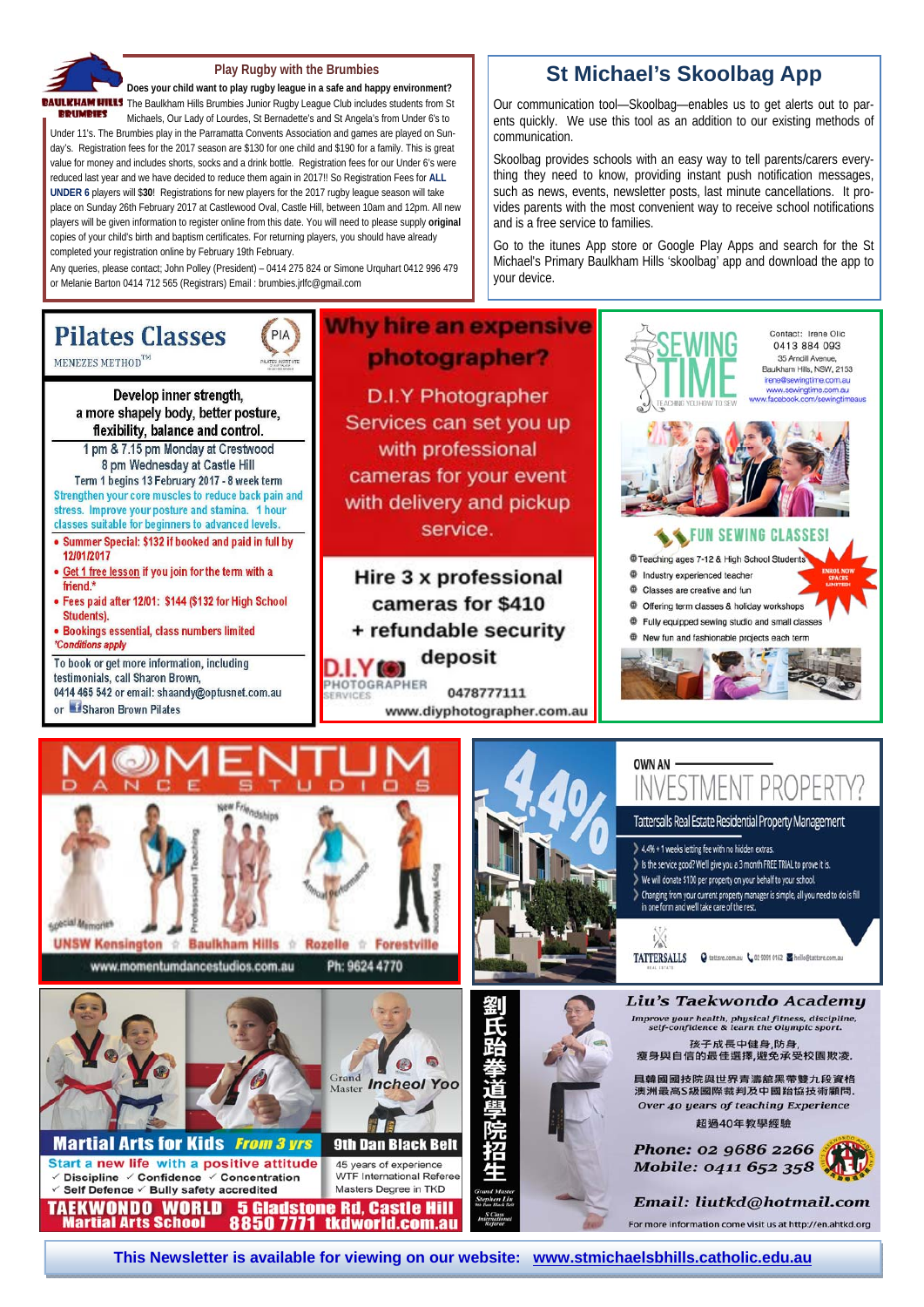## Play Rugby with the Brumbies

BAULKHAM HILLS BRUMBIES

**Does your child want to play rugby league in a safe and happy environment?** The Baulkham Hills Brumbies Junior Rugby League Club includes students from St Michaels, Our Lady of Lourdes, St Bernadette's and St Angela's from Under 6's to Under 11's. The Brumbies play in the Parramatta Convents Association and games are played on Sunday's. Registration fees for the 2017 season are $130 for one child and $190 for a family. This is great value for money and includes shorts, socks and a drink bottle. Registration fees for our Under 6's were reduced last year and we have decided to reduce them again in 2017!! So Registration Fees for **ALL UNDER 6** players will **$30**! Registrations for new players for the 2017 rugby league season will take place on Sunday 26th February 2017 at Castlewood Oval, Castle Hill, between 10am and 12pm. All new players will be given information to register online from this date. You will need to please supply **original** copies of your child's birth and baptism certificates. For returning players, you should have already completed your registration online by February 19th February.

Any queries, please contact; John Polley (President) – 0414 275 824 or Simone Urquhart 0412 996 479 or Melanie Barton 0414 712 565 (Registrars) Email : brumbies.jrlfc@gmail.com

## St Michael's Skoolbag App

Our communication tool—Skoolbag—enables us to get alerts out to parents quickly. We use this tool as an addition to our existing methods of communication.

Skoolbag provides schools with an easy way to tell parents/carers everything they need to know, providing instant push notification messages, such as news, events, newsletter posts, last minute cancellations. It provides parents with the most convenient way to receive school notifications and is a free service to families.

Go to the itunes App store or Google Play Apps and search for the St Michael's Primary Baulkham Hills 'skoolbag' app and download the app to your device.

## Pilates Classes

MENEZES METHOD™

Develop inner strength, a more shapely body, better posture, flexibility, balance and control.

1 pm & 7.15 pm Monday at Crestwood
8 pm Wednesday at Castle Hill
Term 1 begins 13 February 2017 - 8 week term

Strengthen your core muscles to reduce back pain and stress. Improve your posture and stamina. 1 hour classes suitable for beginners to advanced levels.

- Summer Special: $132 if booked and paid in full by 12/01/2017
- Get 1 free lesson if you join for the term with a friend.*
- Fees paid after 12/01: $144 ($132 for High School Students).
- Bookings essential, class numbers limited

*Conditions apply

To book or get more information, including testimonials, call Sharon Brown, 0414 465 542 or email: shaandy@optusnet.com.au or Sharon Brown Pilates

## Why hire an expensive photographer?

D.I.Y Photographer Services can set you up with professional cameras for your event with delivery and pickup service.

**Hire 3 x professional cameras for $410 + refundable security deposit**

D.I.Y PHOTOGRAPHER SERVICES 0478777111
www.diyphotographer.com.au

## SEWING TIME

TEACHING YOU HOW TO SEW

Contact: Irene Olic
0413 884 093
35 Arndill Avenue, Baulkham Hills, NSW, 2153
irene@sewingtime.com.au
www.sewingtime.com.au
www.facebook.com/sewingtimeaus

**FUN SEWING CLASSES!**

- Teaching ages 7-12 & High School Students
- Industry experienced teacher
- Classes are creative and fun
- Offering term classes & holiday workshops
- Fully equipped sewing studio and small classes
- New fun and fashionable projects each term

ENROL NOW SPACES LIMITED

## MOMENTUM DANCE STUDIOS

Special Memories · Professional Teaching · New Friendships · Annual Performance · Boys Welcome

UNSW Kensington · Baulkham Hills · Rozelle · Forestville
www.momentumdancestudios.com.au Ph: 9624 4770

## OWN AN INVESTMENT PROPERTY?

4.4%

Tattersalls Real Estate Residential Property Management

- 4.4% + 1 weeks letting fee with no hidden extras.
- Is the service good? We'll give you a 3 month FREE TRIAL to prove it is.
- We will donate $100 per property on your behalf to your school.
- Changing from your current property manager is simple, all you need to do is fill in one form and we'll take care of the rest.

TATTERSALLS REAL ESTATE · tattsre.com.au · 02 9891 0162 · hello@tattsre.com.au

## Martial Arts for Kids From 3 yrs

Grand Master Incheol Yoo
9th Dan Black Belt

Start a new life with a positive attitude
✓ Discipline ✓ Concentration ✓ Confidence
✓ Self Defence ✓ Bully safety accredited

45 years of experience
WTF International Referee
Masters Degree in TKD

TAEKWONDO WORLD Martial Arts School
5 Gladstone Rd, Castle Hill
8850 7771 tkdworld.com.au

## Liu's Taekwondo Academy

劉氏跆拳道學院招生

*Improve your health, physical fitness, discipline, self-confidence & learn the Olympic sport.*

孩子成長中健身,防身,
瘦身與自信的最佳選擇,避免承受校園欺凌.

具韓國國技院與世界青濤館黑帶雙九段資格
澳洲最高S級國際裁判及中國跆協技術顧問.

*Over 40 years of teaching Experience*

超過40年教學經驗

Grand Master Stephen Liu · S Class International Referee

**Phone: 02 9686 2266**
**Mobile: 0411 652 358**

**Email: liutkd@hotmail.com**

For more information come visit us at http://en.ahtkd.org

**This Newsletter is available for viewing on our website: www.stmichaelsbhills.catholic.edu.au**